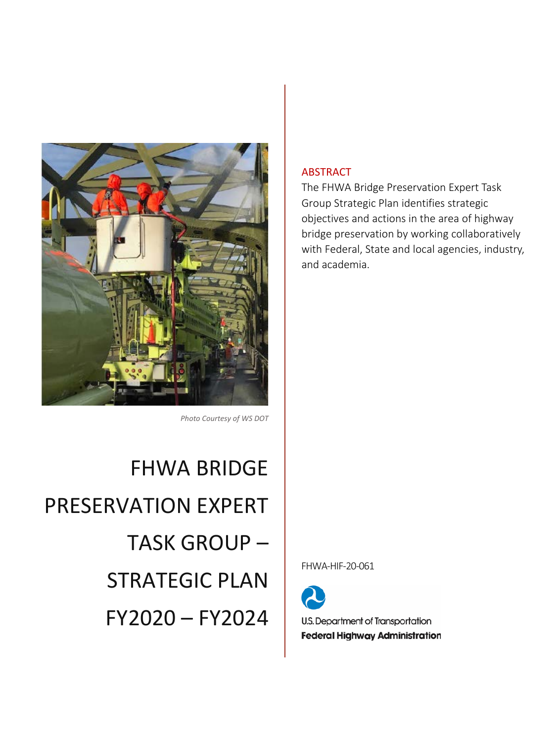*Photo Courtesy of WS DOT*

# FHWA BRIDGE PRESERVATION EXPERT TASK GROUP – STRATEGIC PLAN FY2020 – FY2024

## ABSTRACT

The FHWA Bridge Preservation Expert Task Group Strategic Plan identifies strategic objectives and actions in the area of highway bridge preservation by working collaboratively with Federal, State and local agencies, industry, and academia.

FHWA-HIF-20-061

U.S. Department of Transportation
**Federal Highway Administration**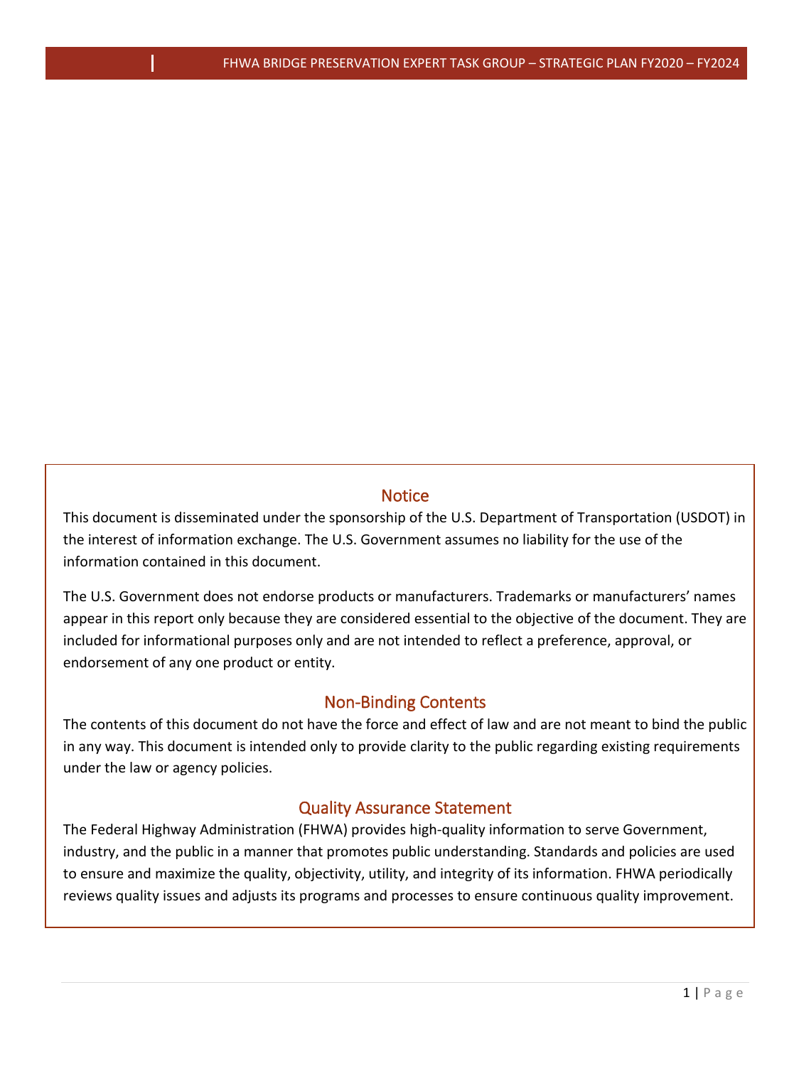## Notice

This document is disseminated under the sponsorship of the U.S. Department of Transportation (USDOT) in the interest of information exchange. The U.S. Government assumes no liability for the use of the information contained in this document.

The U.S. Government does not endorse products or manufacturers. Trademarks or manufacturers' names appear in this report only because they are considered essential to the objective of the document. They are included for informational purposes only and are not intended to reflect a preference, approval, or endorsement of any one product or entity.

## Non-Binding Contents

The contents of this document do not have the force and effect of law and are not meant to bind the public in any way. This document is intended only to provide clarity to the public regarding existing requirements under the law or agency policies.

## Quality Assurance Statement

The Federal Highway Administration (FHWA) provides high-quality information to serve Government, industry, and the public in a manner that promotes public understanding. Standards and policies are used to ensure and maximize the quality, objectivity, utility, and integrity of its information. FHWA periodically reviews quality issues and adjusts its programs and processes to ensure continuous quality improvement.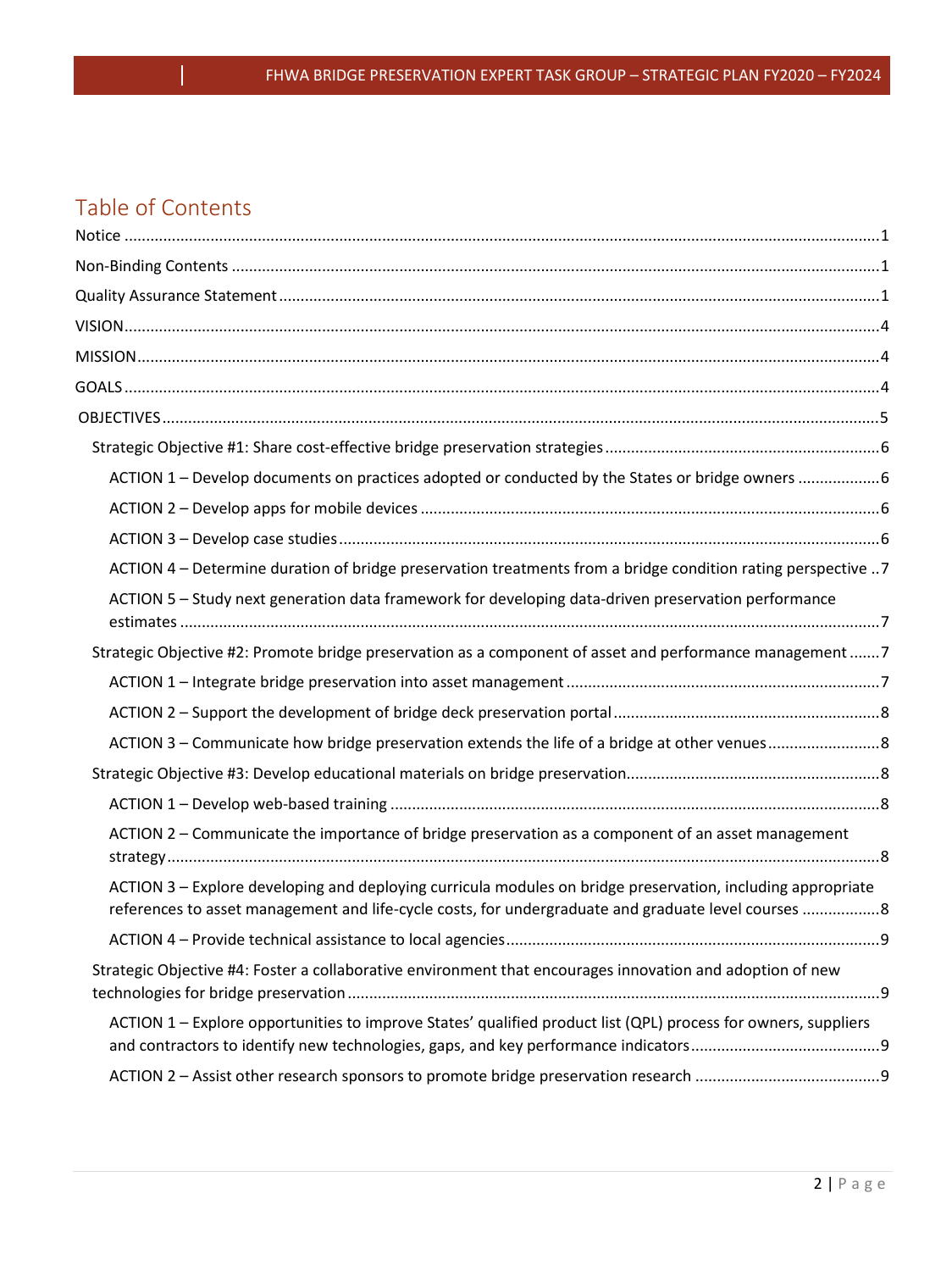## Table of Contents

Notice ........................................................................................................................................................ 1

Non-Binding Contents .................................................................................................................................. 1

Quality Assurance Statement ...................................................................................................................... 1

VISION.......................................................................................................................................................... 4

MISSION ....................................................................................................................................................... 4

GOALS .......................................................................................................................................................... 4

OBJECTIVES ................................................................................................................................................. 5

- Strategic Objective #1: Share cost-effective bridge preservation strategies ............................................ 6
  - ACTION 1 – Develop documents on practices adopted or conducted by the States or bridge owners ................... 6
  - ACTION 2 – Develop apps for mobile devices ......................................................................................... 6
  - ACTION 3 – Develop case studies ............................................................................................................ 6
  - ACTION 4 – Determine duration of bridge preservation treatments from a bridge condition rating perspective .. 7
  - ACTION 5 – Study next generation data framework for developing data-driven preservation performance estimates ................................................................................................................................................. 7
- Strategic Objective #2: Promote bridge preservation as a component of asset and performance management ....... 7
  - ACTION 1 – Integrate bridge preservation into asset management ........................................................ 7
  - ACTION 2 – Support the development of bridge deck preservation portal ............................................. 8
  - ACTION 3 – Communicate how bridge preservation extends the life of a bridge at other venues .......................... 8
- Strategic Objective #3: Develop educational materials on bridge preservation........................................... 8
  - ACTION 1 – Develop web-based training ................................................................................................ 8
  - ACTION 2 – Communicate the importance of bridge preservation as a component of an asset management strategy ................................................................................................................................................. 8
  - ACTION 3 – Explore developing and deploying curricula modules on bridge preservation, including appropriate references to asset management and life-cycle costs, for undergraduate and graduate level courses .................. 8
  - ACTION 4 – Provide technical assistance to local agencies ...................................................................... 9
- Strategic Objective #4: Foster a collaborative environment that encourages innovation and adoption of new technologies for bridge preservation ........................................................................................................... 9
  - ACTION 1 – Explore opportunities to improve States' qualified product list (QPL) process for owners, suppliers and contractors to identify new technologies, gaps, and key performance indicators ........................................... 9
  - ACTION 2 – Assist other research sponsors to promote bridge preservation research ........................................... 9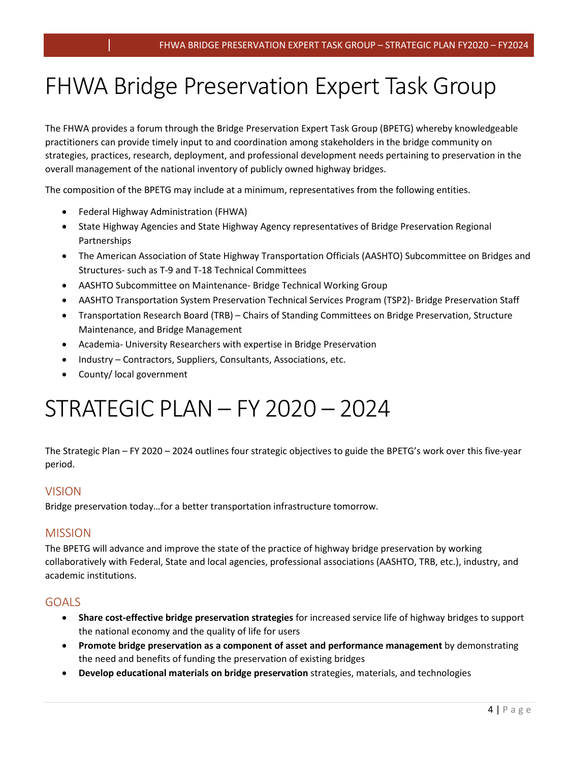# FHWA Bridge Preservation Expert Task Group

The FHWA provides a forum through the Bridge Preservation Expert Task Group (BPETG) whereby knowledgeable practitioners can provide timely input to and coordination among stakeholders in the bridge community on strategies, practices, research, deployment, and professional development needs pertaining to preservation in the overall management of the national inventory of publicly owned highway bridges.

The composition of the BPETG may include at a minimum, representatives from the following entities.

- Federal Highway Administration (FHWA)
- State Highway Agencies and State Highway Agency representatives of Bridge Preservation Regional Partnerships
- The American Association of State Highway Transportation Officials (AASHTO) Subcommittee on Bridges and Structures- such as T-9 and T-18 Technical Committees
- AASHTO Subcommittee on Maintenance- Bridge Technical Working Group
- AASHTO Transportation System Preservation Technical Services Program (TSP2)- Bridge Preservation Staff
- Transportation Research Board (TRB) – Chairs of Standing Committees on Bridge Preservation, Structure Maintenance, and Bridge Management
- Academia- University Researchers with expertise in Bridge Preservation
- Industry – Contractors, Suppliers, Consultants, Associations, etc.
- County/ local government

# STRATEGIC PLAN – FY 2020 – 2024

The Strategic Plan – FY 2020 – 2024 outlines four strategic objectives to guide the BPETG's work over this five-year period.

## VISION

Bridge preservation today…for a better transportation infrastructure tomorrow.

## MISSION

The BPETG will advance and improve the state of the practice of highway bridge preservation by working collaboratively with Federal, State and local agencies, professional associations (AASHTO, TRB, etc.), industry, and academic institutions.

## GOALS

- **Share cost-effective bridge preservation strategies** for increased service life of highway bridges to support the national economy and the quality of life for users
- **Promote bridge preservation as a component of asset and performance management** by demonstrating the need and benefits of funding the preservation of existing bridges
- **Develop educational materials on bridge preservation** strategies, materials, and technologies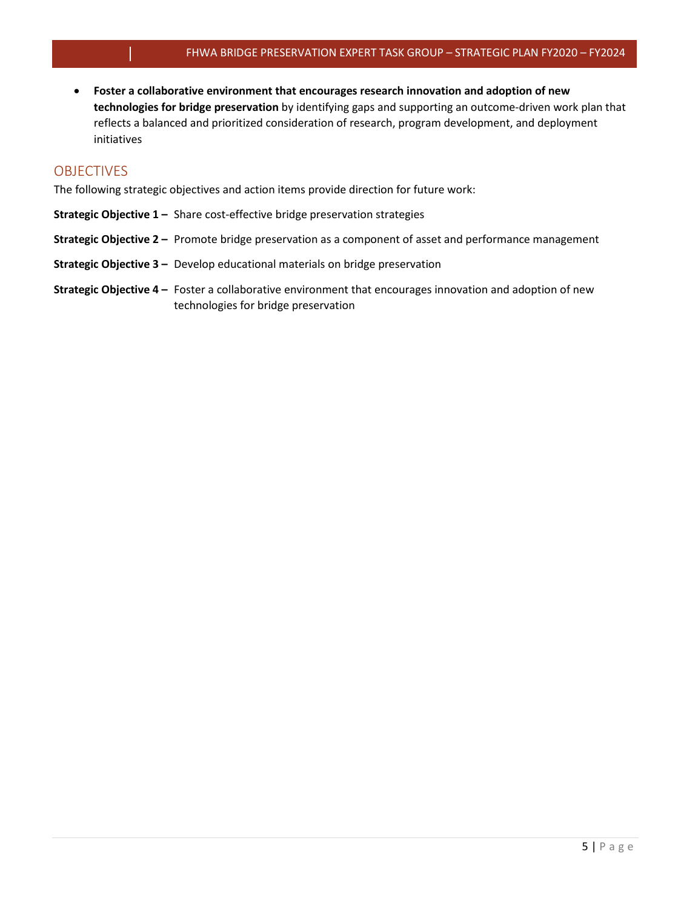- **Foster a collaborative environment that encourages research innovation and adoption of new technologies for bridge preservation** by identifying gaps and supporting an outcome-driven work plan that reflects a balanced and prioritized consideration of research, program development, and deployment initiatives

## OBJECTIVES

The following strategic objectives and action items provide direction for future work:

**Strategic Objective 1 –** Share cost-effective bridge preservation strategies

**Strategic Objective 2 –** Promote bridge preservation as a component of asset and performance management

**Strategic Objective 3 –** Develop educational materials on bridge preservation

**Strategic Objective 4 –** Foster a collaborative environment that encourages innovation and adoption of new technologies for bridge preservation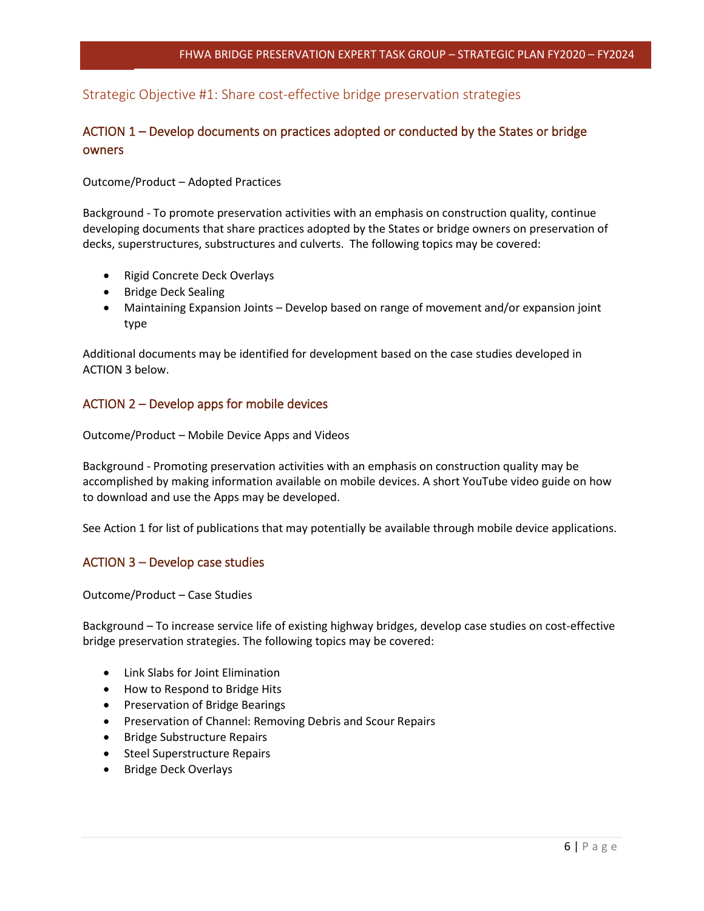## Strategic Objective #1: Share cost-effective bridge preservation strategies

### ACTION 1 – Develop documents on practices adopted or conducted by the States or bridge owners

Outcome/Product – Adopted Practices

Background - To promote preservation activities with an emphasis on construction quality, continue developing documents that share practices adopted by the States or bridge owners on preservation of decks, superstructures, substructures and culverts. The following topics may be covered:

- Rigid Concrete Deck Overlays
- Bridge Deck Sealing
- Maintaining Expansion Joints – Develop based on range of movement and/or expansion joint type

Additional documents may be identified for development based on the case studies developed in ACTION 3 below.

### ACTION 2 – Develop apps for mobile devices

Outcome/Product – Mobile Device Apps and Videos

Background - Promoting preservation activities with an emphasis on construction quality may be accomplished by making information available on mobile devices. A short YouTube video guide on how to download and use the Apps may be developed.

See Action 1 for list of publications that may potentially be available through mobile device applications.

### ACTION 3 – Develop case studies

Outcome/Product – Case Studies

Background – To increase service life of existing highway bridges, develop case studies on cost-effective bridge preservation strategies. The following topics may be covered:

- Link Slabs for Joint Elimination
- How to Respond to Bridge Hits
- Preservation of Bridge Bearings
- Preservation of Channel: Removing Debris and Scour Repairs
- Bridge Substructure Repairs
- Steel Superstructure Repairs
- Bridge Deck Overlays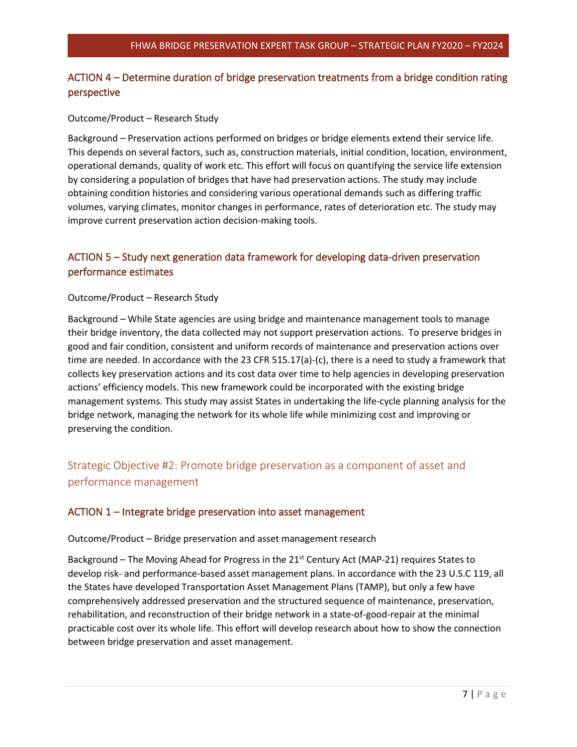### ACTION 4 – Determine duration of bridge preservation treatments from a bridge condition rating perspective

Outcome/Product – Research Study

Background – Preservation actions performed on bridges or bridge elements extend their service life. This depends on several factors, such as, construction materials, initial condition, location, environment, operational demands, quality of work etc. This effort will focus on quantifying the service life extension by considering a population of bridges that have had preservation actions. The study may include obtaining condition histories and considering various operational demands such as differing traffic volumes, varying climates, monitor changes in performance, rates of deterioration etc. The study may improve current preservation action decision-making tools.

### ACTION 5 – Study next generation data framework for developing data-driven preservation performance estimates

Outcome/Product – Research Study

Background – While State agencies are using bridge and maintenance management tools to manage their bridge inventory, the data collected may not support preservation actions. To preserve bridges in good and fair condition, consistent and uniform records of maintenance and preservation actions over time are needed. In accordance with the 23 CFR 515.17(a)-(c), there is a need to study a framework that collects key preservation actions and its cost data over time to help agencies in developing preservation actions' efficiency models. This new framework could be incorporated with the existing bridge management systems. This study may assist States in undertaking the life-cycle planning analysis for the bridge network, managing the network for its whole life while minimizing cost and improving or preserving the condition.

## Strategic Objective #2: Promote bridge preservation as a component of asset and performance management

### ACTION 1 – Integrate bridge preservation into asset management

Outcome/Product – Bridge preservation and asset management research

Background – The Moving Ahead for Progress in the 21st Century Act (MAP-21) requires States to develop risk- and performance-based asset management plans. In accordance with the 23 U.S.C 119, all the States have developed Transportation Asset Management Plans (TAMP), but only a few have comprehensively addressed preservation and the structured sequence of maintenance, preservation, rehabilitation, and reconstruction of their bridge network in a state-of-good-repair at the minimal practicable cost over its whole life. This effort will develop research about how to show the connection between bridge preservation and asset management.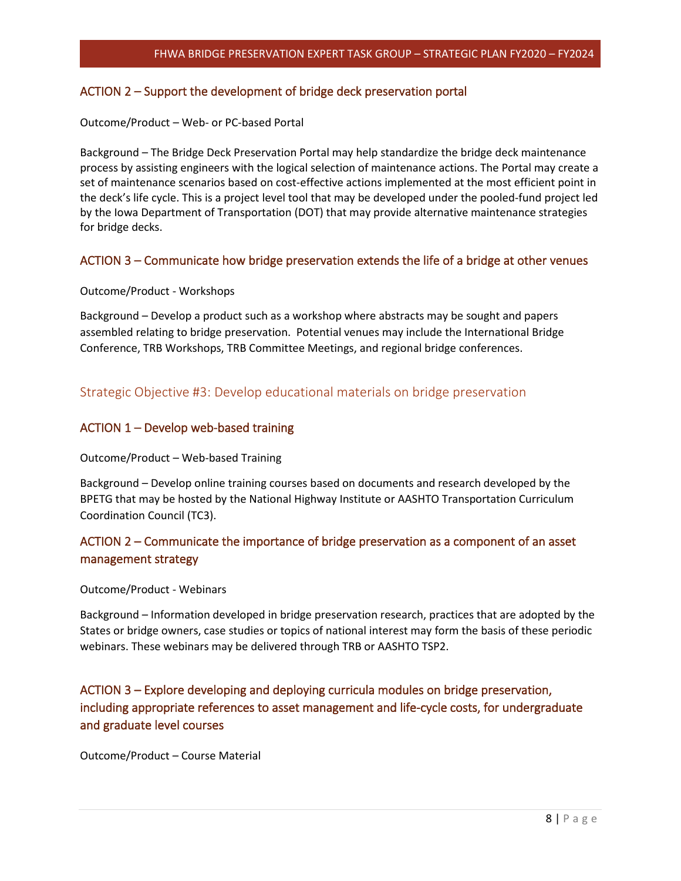### ACTION 2 – Support the development of bridge deck preservation portal

Outcome/Product – Web- or PC-based Portal

Background – The Bridge Deck Preservation Portal may help standardize the bridge deck maintenance process by assisting engineers with the logical selection of maintenance actions. The Portal may create a set of maintenance scenarios based on cost-effective actions implemented at the most efficient point in the deck's life cycle. This is a project level tool that may be developed under the pooled-fund project led by the Iowa Department of Transportation (DOT) that may provide alternative maintenance strategies for bridge decks.

### ACTION 3 – Communicate how bridge preservation extends the life of a bridge at other venues

Outcome/Product - Workshops

Background – Develop a product such as a workshop where abstracts may be sought and papers assembled relating to bridge preservation. Potential venues may include the International Bridge Conference, TRB Workshops, TRB Committee Meetings, and regional bridge conferences.

## Strategic Objective #3: Develop educational materials on bridge preservation

### ACTION 1 – Develop web-based training

Outcome/Product – Web-based Training

Background – Develop online training courses based on documents and research developed by the BPETG that may be hosted by the National Highway Institute or AASHTO Transportation Curriculum Coordination Council (TC3).

### ACTION 2 – Communicate the importance of bridge preservation as a component of an asset management strategy

Outcome/Product - Webinars

Background – Information developed in bridge preservation research, practices that are adopted by the States or bridge owners, case studies or topics of national interest may form the basis of these periodic webinars. These webinars may be delivered through TRB or AASHTO TSP2.

### ACTION 3 – Explore developing and deploying curricula modules on bridge preservation, including appropriate references to asset management and life-cycle costs, for undergraduate and graduate level courses

Outcome/Product – Course Material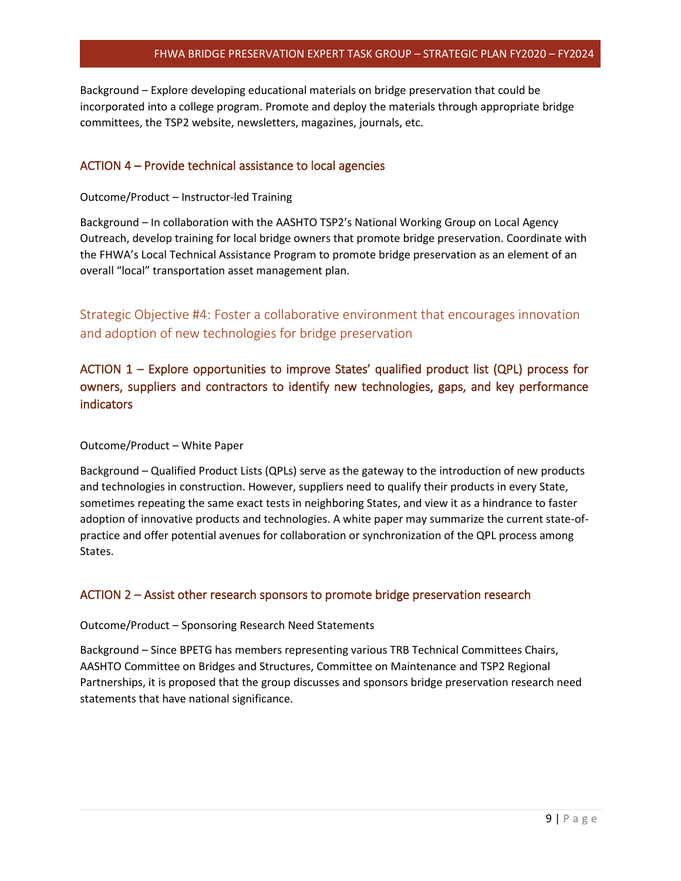Background – Explore developing educational materials on bridge preservation that could be incorporated into a college program. Promote and deploy the materials through appropriate bridge committees, the TSP2 website, newsletters, magazines, journals, etc.

### ACTION 4 – Provide technical assistance to local agencies

Outcome/Product – Instructor-led Training

Background – In collaboration with the AASHTO TSP2's National Working Group on Local Agency Outreach, develop training for local bridge owners that promote bridge preservation. Coordinate with the FHWA's Local Technical Assistance Program to promote bridge preservation as an element of an overall "local" transportation asset management plan.

## Strategic Objective #4: Foster a collaborative environment that encourages innovation and adoption of new technologies for bridge preservation

### ACTION 1 – Explore opportunities to improve States' qualified product list (QPL) process for owners, suppliers and contractors to identify new technologies, gaps, and key performance indicators

Outcome/Product – White Paper

Background – Qualified Product Lists (QPLs) serve as the gateway to the introduction of new products and technologies in construction. However, suppliers need to qualify their products in every State, sometimes repeating the same exact tests in neighboring States, and view it as a hindrance to faster adoption of innovative products and technologies. A white paper may summarize the current state-of-practice and offer potential avenues for collaboration or synchronization of the QPL process among States.

### ACTION 2 – Assist other research sponsors to promote bridge preservation research

Outcome/Product – Sponsoring Research Need Statements

Background – Since BPETG has members representing various TRB Technical Committees Chairs, AASHTO Committee on Bridges and Structures, Committee on Maintenance and TSP2 Regional Partnerships, it is proposed that the group discusses and sponsors bridge preservation research need statements that have national significance.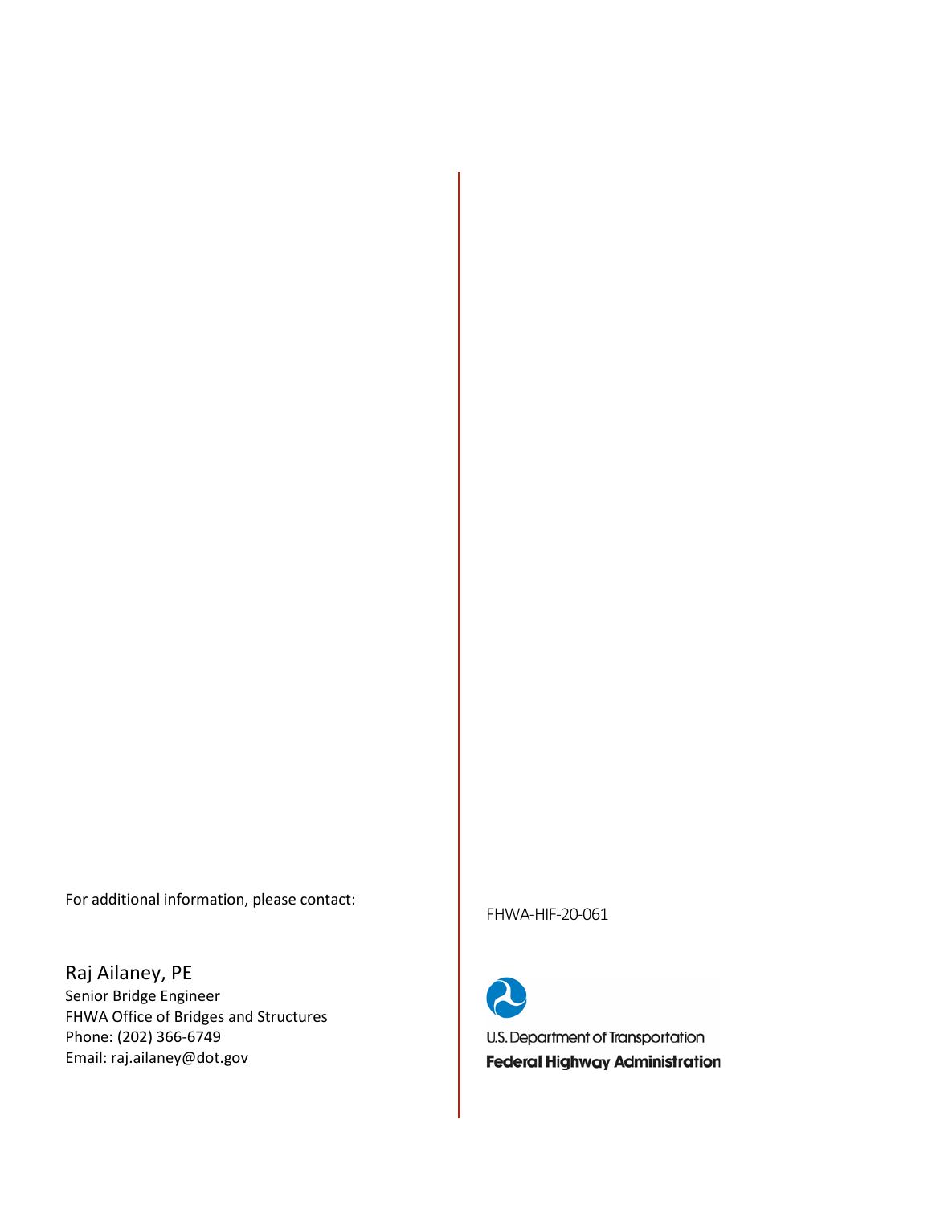For additional information, please contact:

Raj Ailaney, PE
Senior Bridge Engineer
FHWA Office of Bridges and Structures
Phone: (202) 366-6749
Email: raj.ailaney@dot.gov

FHWA-HIF-20-061

U.S. Department of Transportation
**Federal Highway Administration**